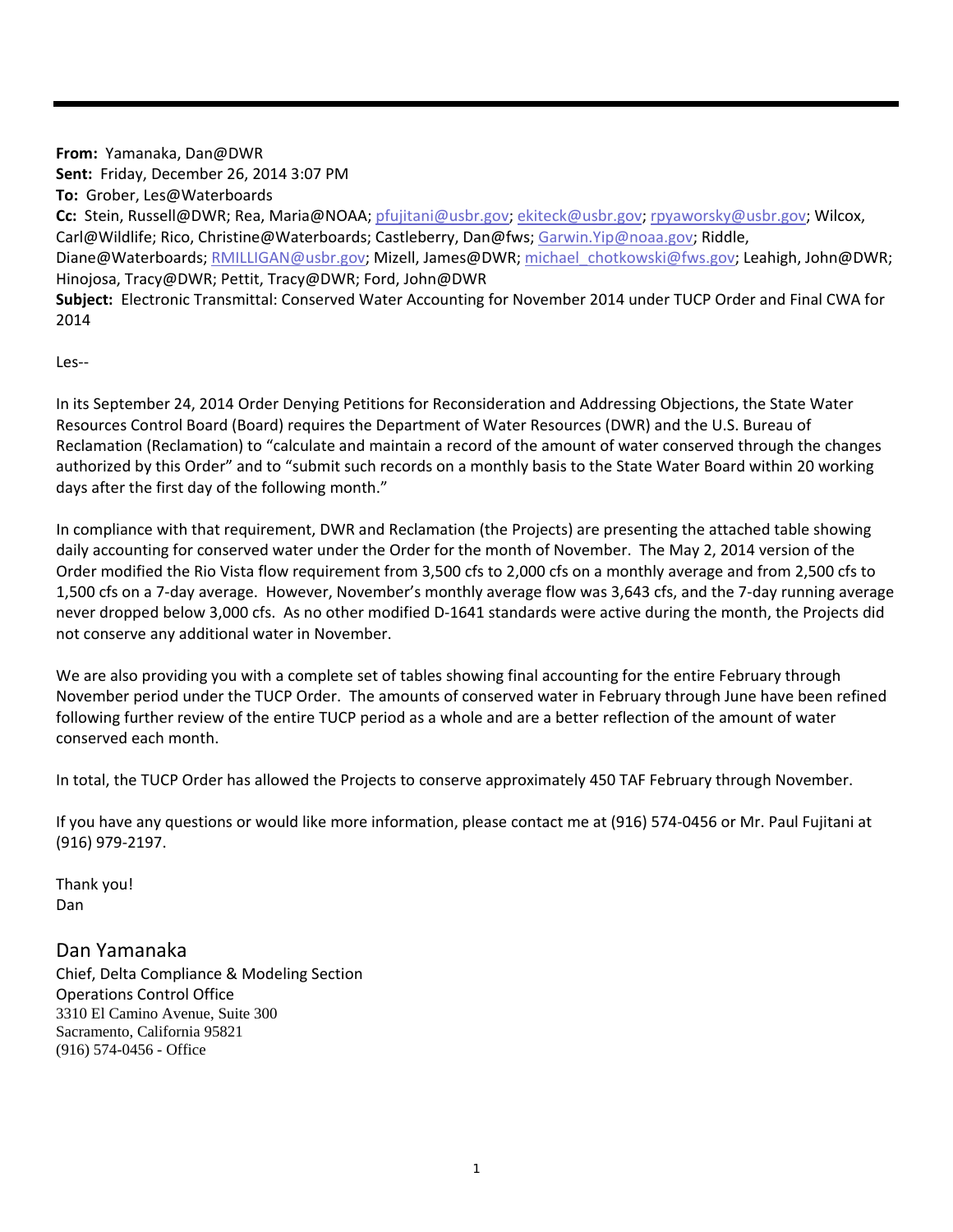---

**From:** Yamanaka, Dan@DWR
**Sent:** Friday, December 26, 2014 3:07 PM
**To:** Grober, Les@Waterboards
**Cc:** Stein, Russell@DWR; Rea, Maria@NOAA; pfujitani@usbr.gov; ekiteck@usbr.gov; rpyaworsky@usbr.gov; Wilcox, Carl@Wildlife; Rico, Christine@Waterboards; Castleberry, Dan@fws; Garwin.Yip@noaa.gov; Riddle, Diane@Waterboards; RMILLIGAN@usbr.gov; Mizell, James@DWR; michael_chotkowski@fws.gov; Leahigh, John@DWR; Hinojosa, Tracy@DWR; Pettit, Tracy@DWR; Ford, John@DWR
**Subject:** Electronic Transmittal: Conserved Water Accounting for November 2014 under TUCP Order and Final CWA for 2014

Les--

In its September 24, 2014 Order Denying Petitions for Reconsideration and Addressing Objections, the State Water Resources Control Board (Board) requires the Department of Water Resources (DWR) and the U.S. Bureau of Reclamation (Reclamation) to "calculate and maintain a record of the amount of water conserved through the changes authorized by this Order" and to "submit such records on a monthly basis to the State Water Board within 20 working days after the first day of the following month."

In compliance with that requirement, DWR and Reclamation (the Projects) are presenting the attached table showing daily accounting for conserved water under the Order for the month of November. The May 2, 2014 version of the Order modified the Rio Vista flow requirement from 3,500 cfs to 2,000 cfs on a monthly average and from 2,500 cfs to 1,500 cfs on a 7-day average. However, November's monthly average flow was 3,643 cfs, and the 7-day running average never dropped below 3,000 cfs. As no other modified D-1641 standards were active during the month, the Projects did not conserve any additional water in November.

We are also providing you with a complete set of tables showing final accounting for the entire February through November period under the TUCP Order. The amounts of conserved water in February through June have been refined following further review of the entire TUCP period as a whole and are a better reflection of the amount of water conserved each month.

In total, the TUCP Order has allowed the Projects to conserve approximately 450 TAF February through November.

If you have any questions or would like more information, please contact me at (916) 574-0456 or Mr. Paul Fujitani at (916) 979-2197.

Thank you!
Dan

Dan Yamanaka
Chief, Delta Compliance & Modeling Section
Operations Control Office
3310 El Camino Avenue, Suite 300
Sacramento, California 95821
(916) 574-0456 - Office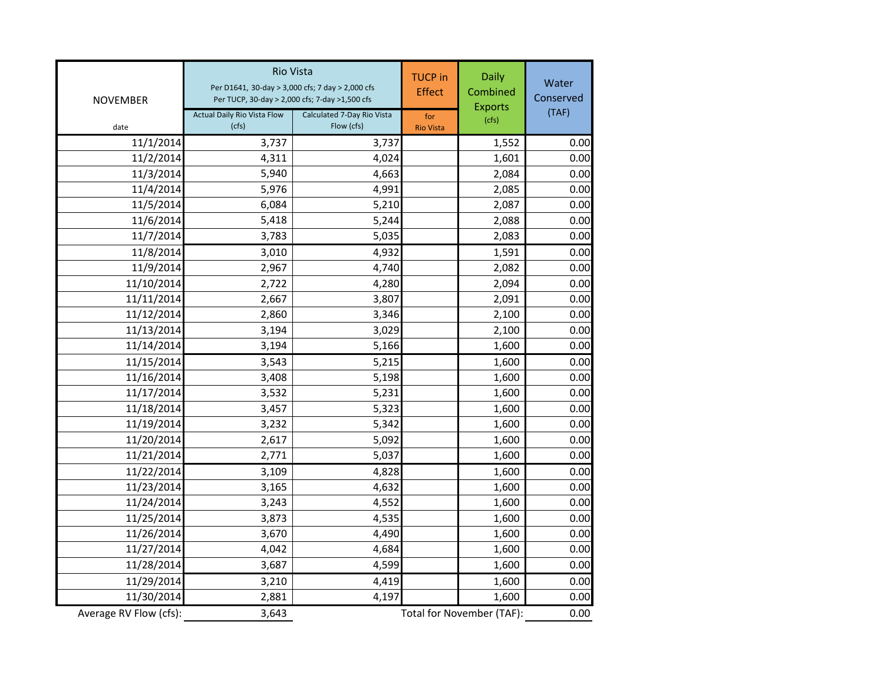| NOVEMBER | Rio Vista<br>Per D1641, 30-day > 3,000 cfs; 7 day > 2,000 cfs<br>Per TUCP, 30-day > 2,000 cfs; 7-day >1,500 cfs | | TUCP in Effect | Daily Combined Exports (cfs) | Water Conserved (TAF) |
|---|---|---|---|---|---|
| date | Actual Daily Rio Vista Flow (cfs) | Calculated 7-Day Rio Vista Flow (cfs) | for Rio Vista | | |
| 11/1/2014 | 3,737 | 3,737 | | 1,552 | 0.00 |
| 11/2/2014 | 4,311 | 4,024 | | 1,601 | 0.00 |
| 11/3/2014 | 5,940 | 4,663 | | 2,084 | 0.00 |
| 11/4/2014 | 5,976 | 4,991 | | 2,085 | 0.00 |
| 11/5/2014 | 6,084 | 5,210 | | 2,087 | 0.00 |
| 11/6/2014 | 5,418 | 5,244 | | 2,088 | 0.00 |
| 11/7/2014 | 3,783 | 5,035 | | 2,083 | 0.00 |
| 11/8/2014 | 3,010 | 4,932 | | 1,591 | 0.00 |
| 11/9/2014 | 2,967 | 4,740 | | 2,082 | 0.00 |
| 11/10/2014 | 2,722 | 4,280 | | 2,094 | 0.00 |
| 11/11/2014 | 2,667 | 3,807 | | 2,091 | 0.00 |
| 11/12/2014 | 2,860 | 3,346 | | 2,100 | 0.00 |
| 11/13/2014 | 3,194 | 3,029 | | 2,100 | 0.00 |
| 11/14/2014 | 3,194 | 5,166 | | 1,600 | 0.00 |
| 11/15/2014 | 3,543 | 5,215 | | 1,600 | 0.00 |
| 11/16/2014 | 3,408 | 5,198 | | 1,600 | 0.00 |
| 11/17/2014 | 3,532 | 5,231 | | 1,600 | 0.00 |
| 11/18/2014 | 3,457 | 5,323 | | 1,600 | 0.00 |
| 11/19/2014 | 3,232 | 5,342 | | 1,600 | 0.00 |
| 11/20/2014 | 2,617 | 5,092 | | 1,600 | 0.00 |
| 11/21/2014 | 2,771 | 5,037 | | 1,600 | 0.00 |
| 11/22/2014 | 3,109 | 4,828 | | 1,600 | 0.00 |
| 11/23/2014 | 3,165 | 4,632 | | 1,600 | 0.00 |
| 11/24/2014 | 3,243 | 4,552 | | 1,600 | 0.00 |
| 11/25/2014 | 3,873 | 4,535 | | 1,600 | 0.00 |
| 11/26/2014 | 3,670 | 4,490 | | 1,600 | 0.00 |
| 11/27/2014 | 4,042 | 4,684 | | 1,600 | 0.00 |
| 11/28/2014 | 3,687 | 4,599 | | 1,600 | 0.00 |
| 11/29/2014 | 3,210 | 4,419 | | 1,600 | 0.00 |
| 11/30/2014 | 2,881 | 4,197 | | 1,600 | 0.00 |
| Average RV Flow (cfs): | 3,643 | | Total for November (TAF): | | 0.00 |